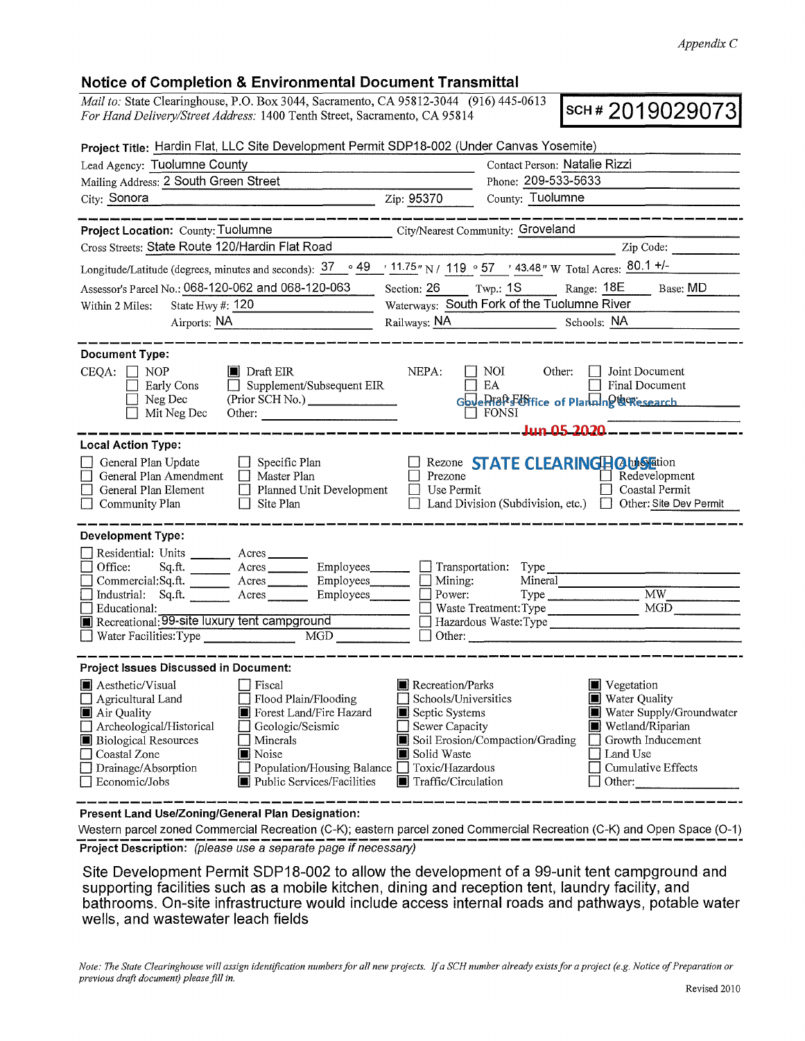*Appendix C*

# Notice of Completion & Environmental Document Transmittal

*Mail to:* State Clearinghouse, P.O. Box 3044, Sacramento, CA 95812-3044 (916) 445-0613
*For Hand Delivery/Street Address:* 1400 Tenth Street, Sacramento, CA 95814

**SCH # 2019029073**

**Project Title:** Hardin Flat, LLC Site Development Permit SDP18-002 (Under Canvas Yosemite)

Lead Agency: Tuolumne County
Contact Person: Natalie Rizzi
Mailing Address: 2 South Green Street
Phone: 209-533-5633
City: Sonora
Zip: 95370
County: Tuolumne

---

**Project Location:** County: Tuolumne
City/Nearest Community: Groveland
Cross Streets: State Route 120/Hardin Flat Road
Zip Code:
Longitude/Latitude (degrees, minutes and seconds): 37 ° 49 ′ 11.75″ N / 119 ° 57 ′ 43.48″ W
Total Acres: 80.1 +/-
Assessor's Parcel No.: 068-120-062 and 068-120-063
Section: 26
Twp.: 1S
Range: 18E
Base: MD
Within 2 Miles: State Hwy #: 120
Waterways: South Fork of the Tuolumne River
Airports: NA
Railways: NA
Schools: NA

---

**Document Type:**

CEQA:
- ☐ NOP
- ☐ Early Cons
- ☐ Neg Dec
- ☐ Mit Neg Dec
- ■ Draft EIR
- ☐ Supplement/Subsequent EIR (Prior SCH No.)
- Other:

NEPA:
- ☐ NOI
- ☐ EA
- ☐ Draft EIS
- ☐ FONSI

Other:
- ☐ Joint Document
- ☐ Final Document
- ☐ Other:

Governor's Office of Planning & Research

Jun 05 2020

---

**Local Action Type:**

- ☐ General Plan Update
- ☐ General Plan Amendment
- ☐ General Plan Element
- ☐ Community Plan
- ☐ Specific Plan
- ☐ Master Plan
- ☐ Planned Unit Development
- ☐ Site Plan
- ☐ Rezone
- ☐ Prezone
- ☐ Use Permit
- ☐ Land Division (Subdivision, etc.)
- ☐ Annexation
- ☐ Redevelopment
- ☐ Coastal Permit
- ☐ Other: Site Dev Permit

STATE CLEARINGHOUSE

---

**Development Type:**

- ☐ Residential: Units ______ Acres ______
- ☐ Office: Sq.ft. ______ Acres ______ Employees ______
- ☐ Commercial: Sq.ft. ______ Acres ______ Employees ______
- ☐ Industrial: Sq.ft. ______ Acres ______ Employees ______
- ☐ Educational:
- ■ Recreational: 99-site luxury tent campground
- ☐ Water Facilities: Type ______ MGD ______
- ☐ Transportation: Type
- ☐ Mining: Mineral
- ☐ Power: Type ______ MW ______
- ☐ Waste Treatment: Type ______ MGD ______
- ☐ Hazardous Waste: Type
- ☐ Other:

---

**Project Issues Discussed in Document:**

- ■ Aesthetic/Visual
- ☐ Agricultural Land
- ■ Air Quality
- ☐ Archeological/Historical
- ■ Biological Resources
- ☐ Coastal Zone
- ☐ Drainage/Absorption
- ☐ Economic/Jobs
- ☐ Fiscal
- ☐ Flood Plain/Flooding
- ■ Forest Land/Fire Hazard
- ☐ Geologic/Seismic
- ☐ Minerals
- ■ Noise
- ☐ Population/Housing Balance
- ■ Public Services/Facilities
- ■ Recreation/Parks
- ☐ Schools/Universities
- ■ Septic Systems
- ☐ Sewer Capacity
- ■ Soil Erosion/Compaction/Grading
- ■ Solid Waste
- ☐ Toxic/Hazardous
- ■ Traffic/Circulation
- ■ Vegetation
- ■ Water Quality
- ■ Water Supply/Groundwater
- ■ Wetland/Riparian
- ☐ Growth Inducement
- ☐ Land Use
- ☐ Cumulative Effects
- ☐ Other:

---

**Present Land Use/Zoning/General Plan Designation:**

Western parcel zoned Commercial Recreation (C-K); eastern parcel zoned Commercial Recreation (C-K) and Open Space (O-1)

**Project Description:** *(please use a separate page if necessary)*

Site Development Permit SDP18-002 to allow the development of a 99-unit tent campground and supporting facilities such as a mobile kitchen, dining and reception tent, laundry facility, and bathrooms. On-site infrastructure would include access internal roads and pathways, potable water wells, and wastewater leach fields

*Note: The State Clearinghouse will assign identification numbers for all new projects. If a SCH number already exists for a project (e.g. Notice of Preparation or previous draft document) please fill in.*

Revised 2010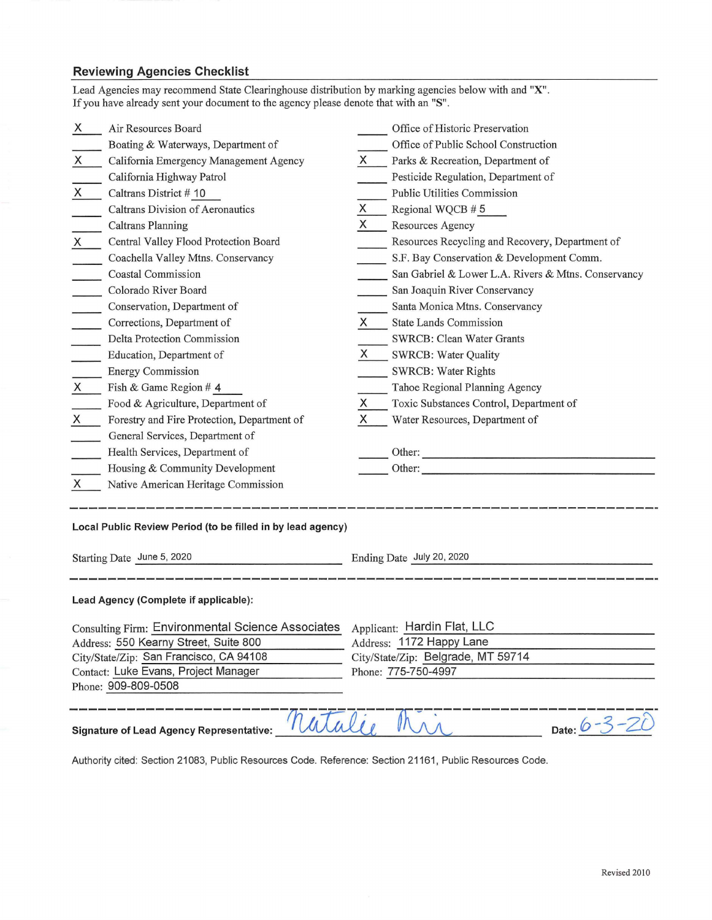## Reviewing Agencies Checklist

Lead Agencies may recommend State Clearinghouse distribution by marking agencies below with and "X".
If you have already sent your document to the agency please denote that with an "S".

| | | | |
|---|---|---|---|
| X | Air Resources Board | | Office of Historic Preservation |
| | Boating & Waterways, Department of | | Office of Public School Construction |
| X | California Emergency Management Agency | X | Parks & Recreation, Department of |
| | California Highway Patrol | | Pesticide Regulation, Department of |
| X | Caltrans District # 10 | | Public Utilities Commission |
| | Caltrans Division of Aeronautics | X | Regional WQCB # 5 |
| | Caltrans Planning | X | Resources Agency |
| X | Central Valley Flood Protection Board | | Resources Recycling and Recovery, Department of |
| | Coachella Valley Mtns. Conservancy | | S.F. Bay Conservation & Development Comm. |
| | Coastal Commission | | San Gabriel & Lower L.A. Rivers & Mtns. Conservancy |
| | Colorado River Board | | San Joaquin River Conservancy |
| | Conservation, Department of | | Santa Monica Mtns. Conservancy |
| | Corrections, Department of | X | State Lands Commission |
| | Delta Protection Commission | | SWRCB: Clean Water Grants |
| | Education, Department of | X | SWRCB: Water Quality |
| | Energy Commission | | SWRCB: Water Rights |
| X | Fish & Game Region # 4 | | Tahoe Regional Planning Agency |
| | Food & Agriculture, Department of | X | Toxic Substances Control, Department of |
| X | Forestry and Fire Protection, Department of | X | Water Resources, Department of |
| | General Services, Department of | | |
| | Health Services, Department of | | Other: |
| | Housing & Community Development | | Other: |
| X | Native American Heritage Commission | | |

---

**Local Public Review Period (to be filled in by lead agency)**

Starting Date June 5, 2020 Ending Date July 20, 2020

---

**Lead Agency (Complete if applicable):**

Consulting Firm: Environmental Science Associates
Address: 550 Kearny Street, Suite 800
City/State/Zip: San Francisco, CA 94108
Contact: Luke Evans, Project Manager
Phone: 909-809-0508

Applicant: Hardin Flat, LLC
Address: 1172 Happy Lane
City/State/Zip: Belgrade, MT 59714
Phone: 775-750-4997

---

**Signature of Lead Agency Representative:** Natalie Mri **Date:** 6-3-20

Authority cited: Section 21083, Public Resources Code. Reference: Section 21161, Public Resources Code.

Revised 2010